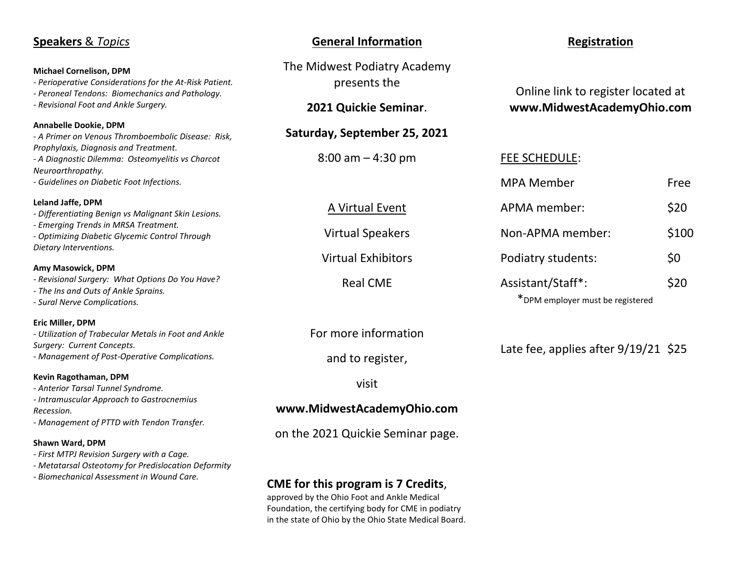## **Speakers** & *Topics*

**Michael Cornelison, DPM**
- *Perioperative Considerations for the At-Risk Patient.*
- *Peroneal Tendons: Biomechanics and Pathology.*
- *Revisional Foot and Ankle Surgery.*

**Annabelle Dookie, DPM**
- *A Primer on Venous Thromboembolic Disease: Risk, Prophylaxis, Diagnosis and Treatment.*
- *A Diagnostic Dilemma: Osteomyelitis vs Charcot Neuroarthropathy.*
- *Guidelines on Diabetic Foot Infections.*

**Leland Jaffe, DPM**
- *Differentiating Benign vs Malignant Skin Lesions.*
- *Emerging Trends in MRSA Treatment.*
- *Optimizing Diabetic Glycemic Control Through Dietary Interventions.*

**Amy Masowick, DPM**
- *Revisional Surgery: What Options Do You Have?*
- *The Ins and Outs of Ankle Sprains.*
- *Sural Nerve Complications.*

**Eric Miller, DPM**
- *Utilization of Trabecular Metals in Foot and Ankle Surgery: Current Concepts.*
- *Management of Post-Operative Complications.*

**Kevin Ragothaman, DPM**
- *Anterior Tarsal Tunnel Syndrome.*
- *Intramuscular Approach to Gastrocnemius Recession.*
- *Management of PTTD with Tendon Transfer.*

**Shawn Ward, DPM**
- *First MTPJ Revision Surgery with a Cage.*
- *Metatarsal Osteotomy for Predislocation Deformity*
- *Biomechanical Assessment in Wound Care.*

## General Information

The Midwest Podiatry Academy presents the

**2021 Quickie Seminar**.

**Saturday, September 25, 2021**

8:00 am – 4:30 pm

A Virtual Event

Virtual Speakers

Virtual Exhibitors

Real CME

For more information and to register, visit

**www.MidwestAcademyOhio.com**

on the 2021 Quickie Seminar page.

**CME for this program is 7 Credits**, approved by the Ohio Foot and Ankle Medical Foundation, the certifying body for CME in podiatry in the state of Ohio by the Ohio State Medical Board.

## Registration

Online link to register located at **www.MidwestAcademyOhio.com**

FEE SCHEDULE:

| | |
|---|---|
| MPA Member | Free |
| APMA member: | $20 |
| Non-APMA member: | $100 |
| Podiatry students: | $0 |
| Assistant/Staff*: | $20 |

*DPM employer must be registered

Late fee, applies after 9/19/21 $25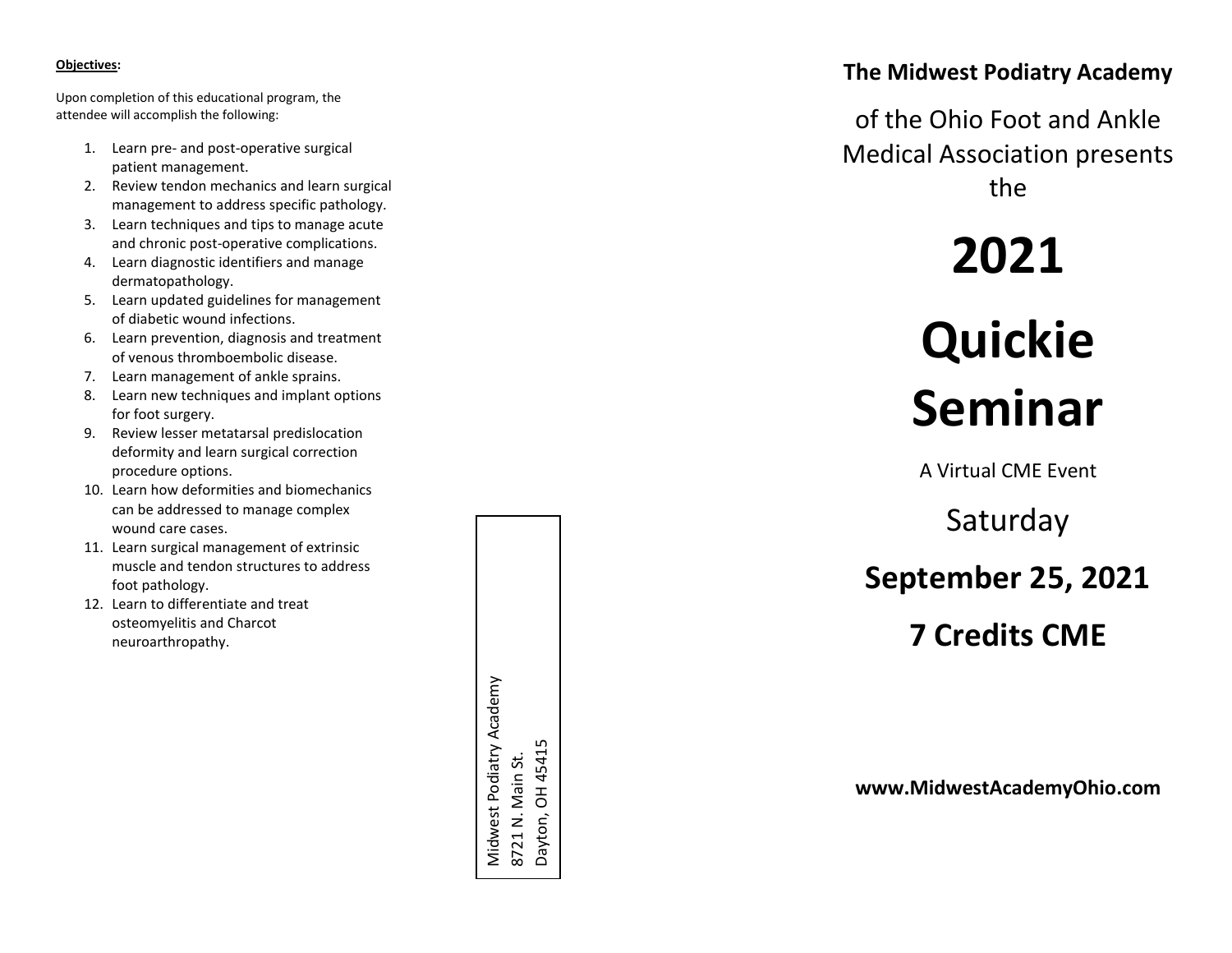**Objectives:**

Upon completion of this educational program, the attendee will accomplish the following:

1. Learn pre- and post-operative surgical patient management.
2. Review tendon mechanics and learn surgical management to address specific pathology.
3. Learn techniques and tips to manage acute and chronic post-operative complications.
4. Learn diagnostic identifiers and manage dermatopathology.
5. Learn updated guidelines for management of diabetic wound infections.
6. Learn prevention, diagnosis and treatment of venous thromboembolic disease.
7. Learn management of ankle sprains.
8. Learn new techniques and implant options for foot surgery.
9. Review lesser metatarsal predislocation deformity and learn surgical correction procedure options.
10. Learn how deformities and biomechanics can be addressed to manage complex wound care cases.
11. Learn surgical management of extrinsic muscle and tendon structures to address foot pathology.
12. Learn to differentiate and treat osteomyelitis and Charcot neuroarthropathy.

Midwest Podiatry Academy
8721 N. Main St.
Dayton, OH 45415

**The Midwest Podiatry Academy**

of the Ohio Foot and Ankle Medical Association presents the

# 2021

# Quickie Seminar

A Virtual CME Event

Saturday

**September 25, 2021**

**7 Credits CME**

**www.MidwestAcademyOhio.com**